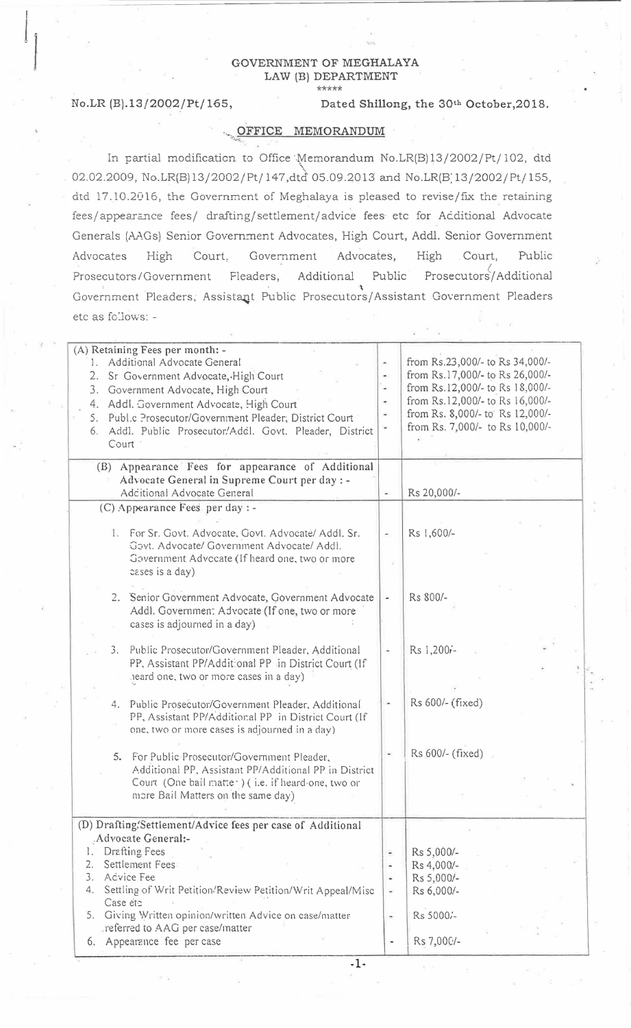GOVERNMENT OF MEGHALAYA
LAW (B) DEPARTMENT

\*\*\*\*\*

No.LR (B).13/2002/Pt/165, Dated Shillong, the 30th October,2018.

## OFFICE MEMORANDUM

In partial modification to Office Memorandum No.LR(B)13/2002/Pt/102, dtd 02.02.2009, No.LR(B)13/2002/Pt/147,dtd 05.09.2013 and No.LR(B)13/2002/Pt/155, dtd 17.10.2016, the Government of Meghalaya is pleased to revise/fix the retaining fees/appearance fees/ drafting/settlement/advice fees etc for Additional Advocate Generals (AAGs) Senior Government Advocates, High Court, Addl. Senior Government Advocates High Court, Government Advocates, High Court, Public Prosecutors/Government Pleaders, Additional Public Prosecutors/Additional Government Pleaders, Assistant Public Prosecutors/Assistant Government Pleaders etc as follows: -

| | | |
|---|---|---|
| **(A) Retaining Fees per month: -** | | |
| 1. Additional Advocate General | - | from Rs.23,000/- to Rs 34,000/- |
| 2. Sr Government Advocate, High Court | - | from Rs.17,000/- to Rs 26,000/- |
| 3. Government Advocate, High Court | - | from Rs.12,000/- to Rs 18,000/- |
| 4. Addl. Government Advocate, High Court | - | from Rs.12,000/- to Rs 16,000/- |
| 5. Public Prosecutor/Government Pleader, District Court | - | from Rs. 8,000/- to Rs 12,000/- |
| 6. Addl. Public Prosecutor/Addl. Govt. Pleader, District Court | - | from Rs. 7,000/- to Rs 10,000/- |
| **(B) Appearance Fees for appearance of Additional Advocate General in Supreme Court per day : -** | | |
| Additional Advocate General | - | Rs 20,000/- |
| **(C) Appearance Fees per day : -** | | |
| 1. For Sr. Govt. Advocate, Govt. Advocate/ Addl. Sr. Govt. Advocate/ Government Advocate/ Addl. Government Advocate (If heard one, two or more cases is a day) | - | Rs 1,600/- |
| 2. Senior Government Advocate, Government Advocate Addl. Government Advocate (If one, two or more cases is adjourned in a day) | - | Rs 800/- |
| 3. Public Prosecutor/Government Pleader, Additional PP, Assistant PP/Additional PP in District Court (If heard one, two or more cases in a day) | - | Rs 1,200/- |
| 4. Public Prosecutor/Government Pleader, Additional PP, Assistant PP/Additional PP in District Court (If one, two or more cases is adjourned in a day) | - | Rs 600/- (fixed) |
| 5. For Public Prosecutor/Government Pleader, Additional PP, Assistant PP/Additional PP in District Court (One bail matter) ( i.e. if heard one, two or more Bail Matters on the same day) | - | Rs 600/- (fixed) |
| **(D) Drafting/Settlement/Advice fees per case of Additional Advocate General:-** | | |
| 1. Drafting Fees | - | Rs 5,000/- |
| 2. Settlement Fees | - | Rs 4,000/- |
| 3. Advice Fee | - | Rs 5,000/- |
| 4. Settling of Writ Petition/Review Petition/Writ Appeal/Misc Case etc | - | Rs 6,000/- |
| 5. Giving Written opinion/written Advice on case/matter referred to AAG per case/matter | - | Rs 5000/- |
| 6. Appearance fee per case | - | Rs 7,000/- |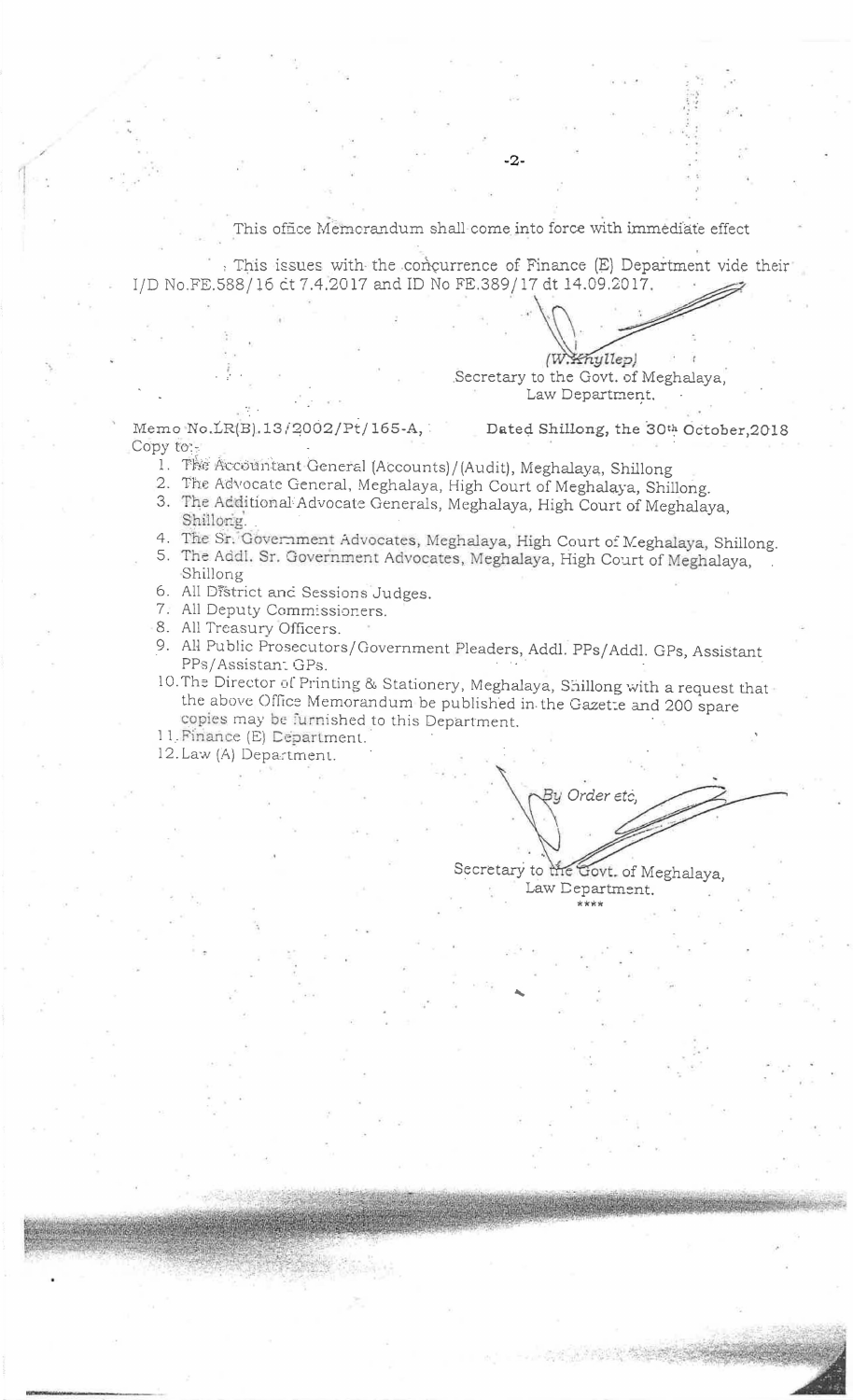This office Memorandum shall come into force with immediate effect

This issues with the concurrence of Finance (E) Department vide their I/D No.FE.588/16 dt 7.4.2017 and ID No FE.389/17 dt 14.09.2017.

(W.Khyllep)
Secretary to the Govt. of Meghalaya,
Law Department.

Memo No.LR(B).13/2002/Pt/165-A, Dated Shillong, the 30th October,2018

Copy to:-

1. The Accountant General (Accounts)/(Audit), Meghalaya, Shillong
2. The Advocate General, Meghalaya, High Court of Meghalaya, Shillong.
3. The Additional Advocate Generals, Meghalaya, High Court of Meghalaya, Shillong.
4. The Sr. Government Advocates, Meghalaya, High Court of Meghalaya, Shillong.
5. The Addl. Sr. Government Advocates, Meghalaya, High Court of Meghalaya, Shillong
6. All District and Sessions Judges.
7. All Deputy Commissioners.
8. All Treasury Officers.
9. All Public Prosecutors/Government Pleaders, Addl. PPs/Addl. GPs, Assistant PPs/Assistant GPs.
10. The Director of Printing & Stationery, Meghalaya, Shillong with a request that the above Office Memorandum be published in the Gazette and 200 spare copies may be furnished to this Department.
11. Finance (E) Department.
12. Law (A) Department.

By Order etc,

Secretary to the Govt. of Meghalaya,
Law Department.

****